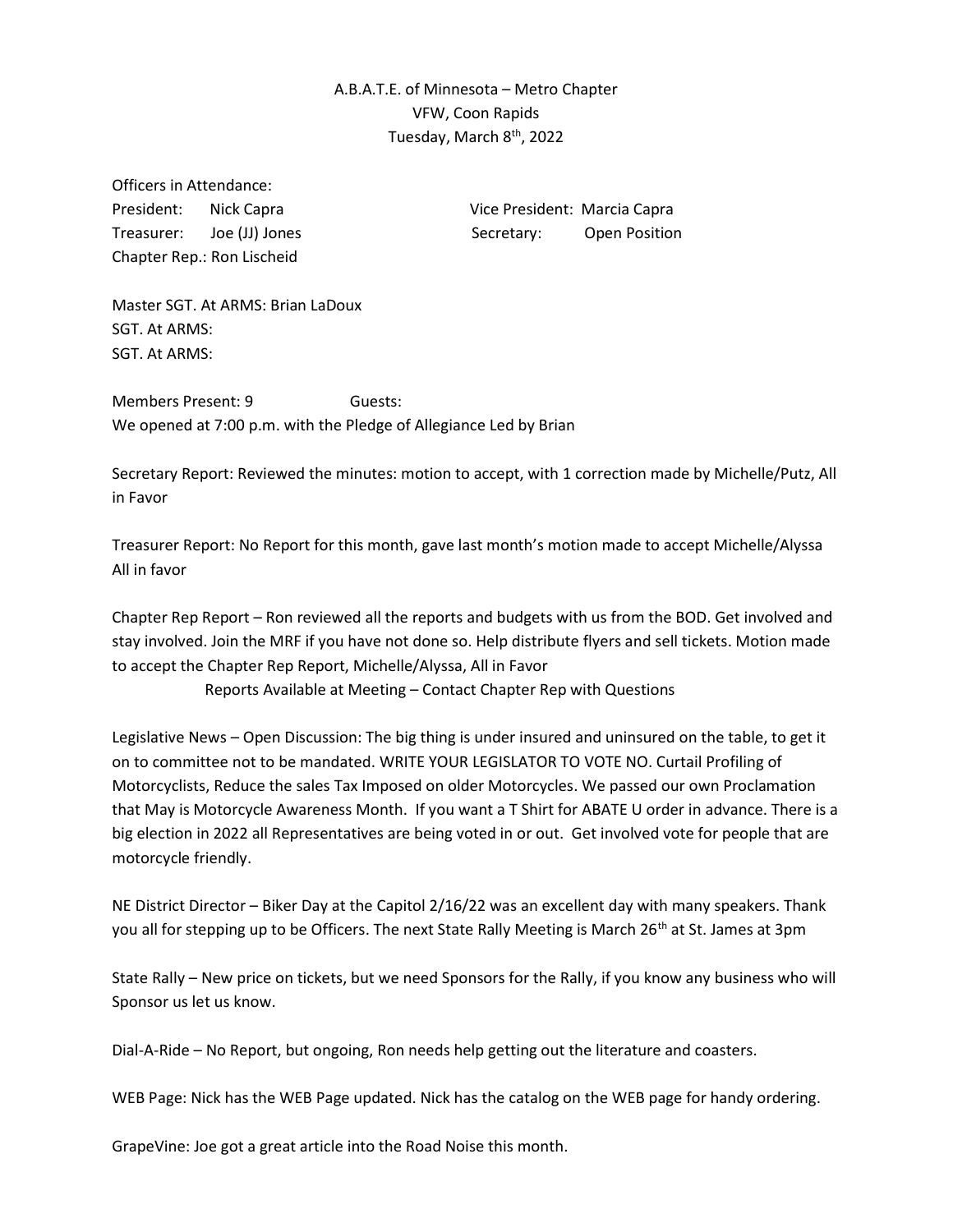A.B.A.T.E. of Minnesota – Metro Chapter
VFW, Coon Rapids
Tuesday, March 8th, 2022

Officers in Attendance:

President: Nick Capra
Vice President: Marcia Capra
Treasurer: Joe (JJ) Jones
Secretary: Open Position
Chapter Rep.: Ron Lischeid

Master SGT. At ARMS: Brian LaDoux
SGT. At ARMS:
SGT. At ARMS:

Members Present: 9 Guests:
We opened at 7:00 p.m. with the Pledge of Allegiance Led by Brian

Secretary Report: Reviewed the minutes: motion to accept, with 1 correction made by Michelle/Putz, All in Favor

Treasurer Report: No Report for this month, gave last month's motion made to accept Michelle/Alyssa All in favor

Chapter Rep Report – Ron reviewed all the reports and budgets with us from the BOD. Get involved and stay involved. Join the MRF if you have not done so. Help distribute flyers and sell tickets. Motion made to accept the Chapter Rep Report, Michelle/Alyssa, All in Favor

Reports Available at Meeting – Contact Chapter Rep with Questions

Legislative News – Open Discussion: The big thing is under insured and uninsured on the table, to get it on to committee not to be mandated. WRITE YOUR LEGISLATOR TO VOTE NO. Curtail Profiling of Motorcyclists, Reduce the sales Tax Imposed on older Motorcycles. We passed our own Proclamation that May is Motorcycle Awareness Month. If you want a T Shirt for ABATE U order in advance. There is a big election in 2022 all Representatives are being voted in or out. Get involved vote for people that are motorcycle friendly.

NE District Director – Biker Day at the Capitol 2/16/22 was an excellent day with many speakers. Thank you all for stepping up to be Officers. The next State Rally Meeting is March 26th at St. James at 3pm

State Rally – New price on tickets, but we need Sponsors for the Rally, if you know any business who will Sponsor us let us know.

Dial-A-Ride – No Report, but ongoing, Ron needs help getting out the literature and coasters.

WEB Page: Nick has the WEB Page updated. Nick has the catalog on the WEB page for handy ordering.

GrapeVine: Joe got a great article into the Road Noise this month.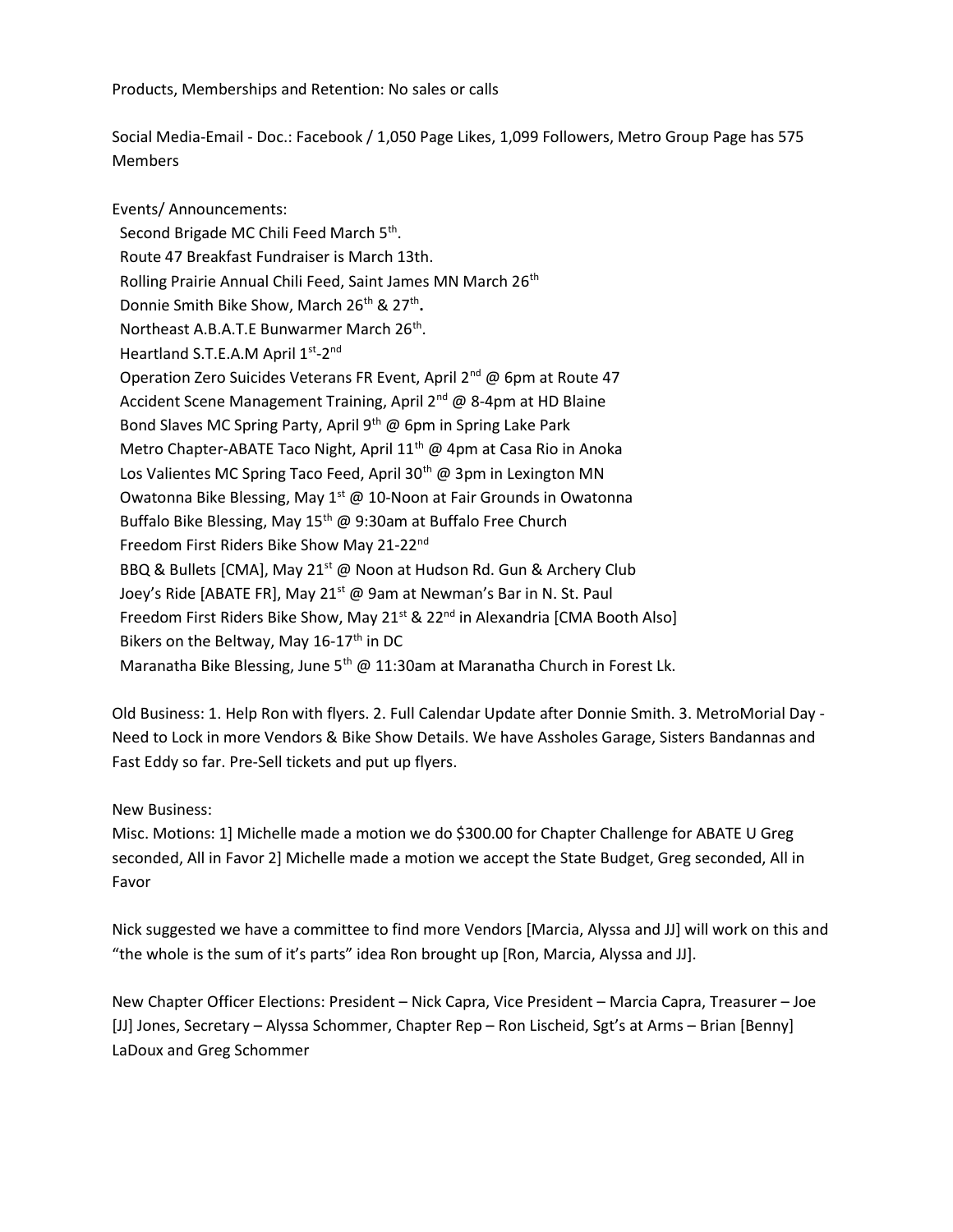Products, Memberships and Retention: No sales or calls

Social Media-Email - Doc.: Facebook / 1,050 Page Likes, 1,099 Followers, Metro Group Page has 575 Members

Events/ Announcements:

- Second Brigade MC Chili Feed March 5th.
- Route 47 Breakfast Fundraiser is March 13th.
- Rolling Prairie Annual Chili Feed, Saint James MN March 26th
- Donnie Smith Bike Show, March 26th & 27th.
- Northeast A.B.A.T.E Bunwarmer March 26th.
- Heartland S.T.E.A.M April 1st-2nd
- Operation Zero Suicides Veterans FR Event, April 2nd @ 6pm at Route 47
- Accident Scene Management Training, April 2nd @ 8-4pm at HD Blaine
- Bond Slaves MC Spring Party, April 9th @ 6pm in Spring Lake Park
- Metro Chapter-ABATE Taco Night, April 11th @ 4pm at Casa Rio in Anoka
- Los Valientes MC Spring Taco Feed, April 30th @ 3pm in Lexington MN
- Owatonna Bike Blessing, May 1st @ 10-Noon at Fair Grounds in Owatonna
- Buffalo Bike Blessing, May 15th @ 9:30am at Buffalo Free Church
- Freedom First Riders Bike Show May 21-22nd
- BBQ & Bullets [CMA], May 21st @ Noon at Hudson Rd. Gun & Archery Club
- Joey's Ride [ABATE FR], May 21st @ 9am at Newman's Bar in N. St. Paul
- Freedom First Riders Bike Show, May 21st & 22nd in Alexandria [CMA Booth Also]
- Bikers on the Beltway, May 16-17th in DC
- Maranatha Bike Blessing, June 5th @ 11:30am at Maranatha Church in Forest Lk.

Old Business: 1. Help Ron with flyers. 2. Full Calendar Update after Donnie Smith. 3. MetroMorial Day - Need to Lock in more Vendors & Bike Show Details. We have Assholes Garage, Sisters Bandannas and Fast Eddy so far. Pre-Sell tickets and put up flyers.

New Business:
Misc. Motions: 1] Michelle made a motion we do $300.00 for Chapter Challenge for ABATE U Greg seconded, All in Favor 2] Michelle made a motion we accept the State Budget, Greg seconded, All in Favor

Nick suggested we have a committee to find more Vendors [Marcia, Alyssa and JJ] will work on this and "the whole is the sum of it's parts" idea Ron brought up [Ron, Marcia, Alyssa and JJ].

New Chapter Officer Elections: President – Nick Capra, Vice President – Marcia Capra, Treasurer – Joe [JJ] Jones, Secretary – Alyssa Schommer, Chapter Rep – Ron Lischeid, Sgt's at Arms – Brian [Benny] LaDoux and Greg Schommer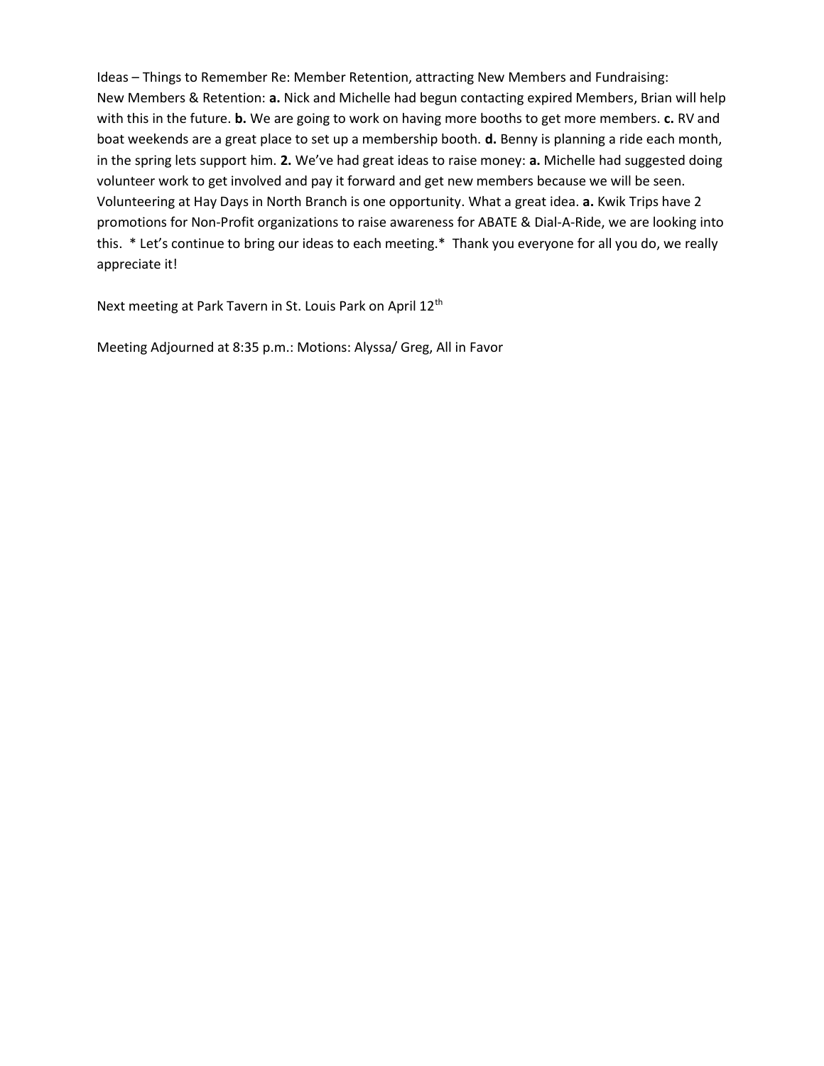Ideas – Things to Remember Re: Member Retention, attracting New Members and Fundraising:
New Members & Retention: **a.** Nick and Michelle had begun contacting expired Members, Brian will help with this in the future. **b.** We are going to work on having more booths to get more members. **c.** RV and boat weekends are a great place to set up a membership booth. **d.** Benny is planning a ride each month, in the spring lets support him. **2.** We've had great ideas to raise money: **a.** Michelle had suggested doing volunteer work to get involved and pay it forward and get new members because we will be seen. Volunteering at Hay Days in North Branch is one opportunity. What a great idea. **a.** Kwik Trips have 2 promotions for Non-Profit organizations to raise awareness for ABATE & Dial-A-Ride, we are looking into this.  * Let's continue to bring our ideas to each meeting.*  Thank you everyone for all you do, we really appreciate it!

Next meeting at Park Tavern in St. Louis Park on April 12th

Meeting Adjourned at 8:35 p.m.: Motions: Alyssa/ Greg, All in Favor